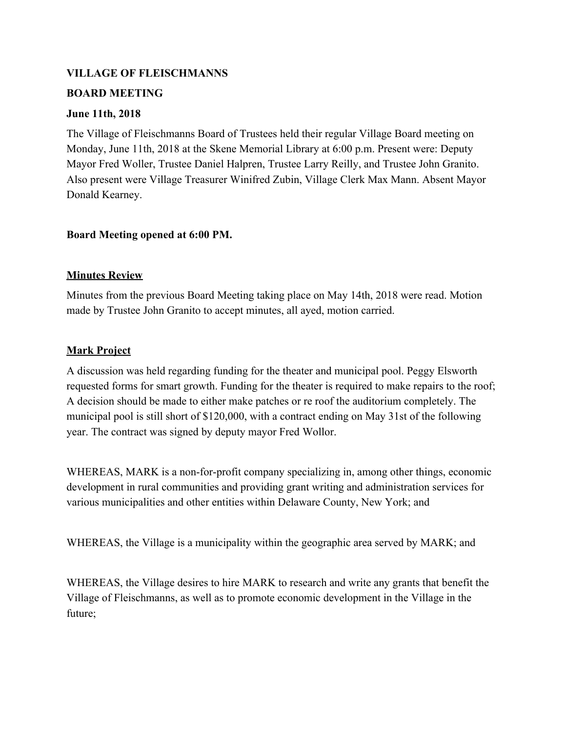**VILLAGE OF FLEISCHMANNS**

**BOARD MEETING**

**June 11th, 2018**

The Village of Fleischmanns Board of Trustees held their regular Village Board meeting on Monday, June 11th, 2018 at the Skene Memorial Library at 6:00 p.m. Present were: Deputy Mayor Fred Woller, Trustee Daniel Halpren, Trustee Larry Reilly, and Trustee John Granito. Also present were Village Treasurer Winifred Zubin, Village Clerk Max Mann. Absent Mayor Donald Kearney.

**Board Meeting opened at 6:00 PM.**

**Minutes Review**

Minutes from the previous Board Meeting taking place on May 14th, 2018 were read. Motion made by Trustee John Granito to accept minutes, all ayed, motion carried.

**Mark Project**

A discussion was held regarding funding for the theater and municipal pool. Peggy Elsworth requested forms for smart growth. Funding for the theater is required to make repairs to the roof; A decision should be made to either make patches or re roof the auditorium completely. The municipal pool is still short of $120,000, with a contract ending on May 31st of the following year. The contract was signed by deputy mayor Fred Wollor.

WHEREAS, MARK is a non-for-profit company specializing in, among other things, economic development in rural communities and providing grant writing and administration services for various municipalities and other entities within Delaware County, New York; and

WHEREAS, the Village is a municipality within the geographic area served by MARK; and

WHEREAS, the Village desires to hire MARK to research and write any grants that benefit the Village of Fleischmanns, as well as to promote economic development in the Village in the future;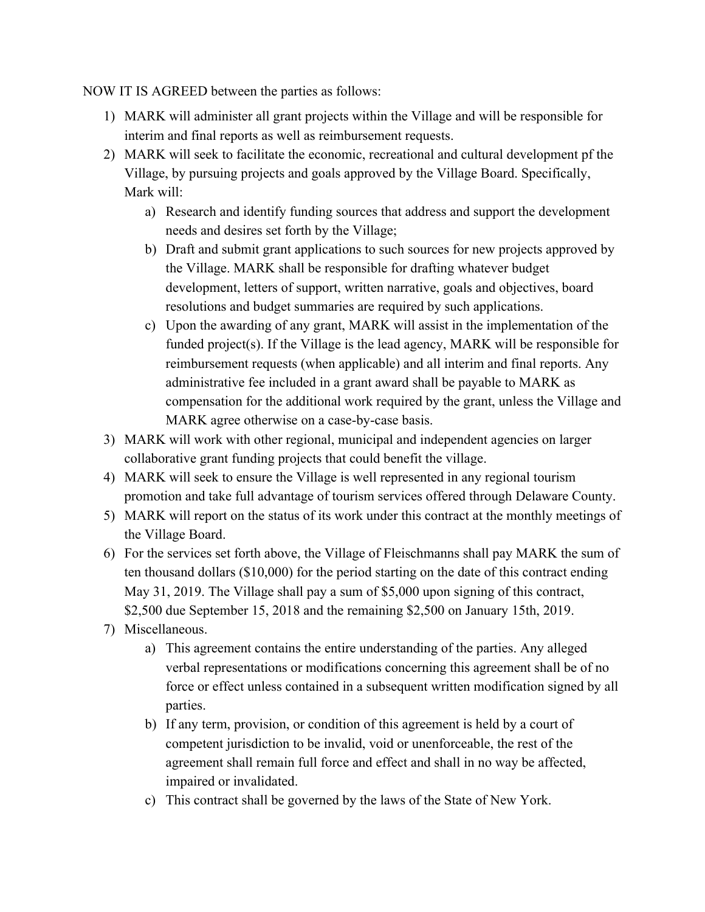NOW IT IS AGREED between the parties as follows:

1) MARK will administer all grant projects within the Village and will be responsible for interim and final reports as well as reimbursement requests.
2) MARK will seek to facilitate the economic, recreational and cultural development pf the Village, by pursuing projects and goals approved by the Village Board. Specifically, Mark will:
   a) Research and identify funding sources that address and support the development needs and desires set forth by the Village;
   b) Draft and submit grant applications to such sources for new projects approved by the Village. MARK shall be responsible for drafting whatever budget development, letters of support, written narrative, goals and objectives, board resolutions and budget summaries are required by such applications.
   c) Upon the awarding of any grant, MARK will assist in the implementation of the funded project(s). If the Village is the lead agency, MARK will be responsible for reimbursement requests (when applicable) and all interim and final reports. Any administrative fee included in a grant award shall be payable to MARK as compensation for the additional work required by the grant, unless the Village and MARK agree otherwise on a case-by-case basis.
3) MARK will work with other regional, municipal and independent agencies on larger collaborative grant funding projects that could benefit the village.
4) MARK will seek to ensure the Village is well represented in any regional tourism promotion and take full advantage of tourism services offered through Delaware County.
5) MARK will report on the status of its work under this contract at the monthly meetings of the Village Board.
6) For the services set forth above, the Village of Fleischmanns shall pay MARK the sum of ten thousand dollars ($10,000) for the period starting on the date of this contract ending May 31, 2019. The Village shall pay a sum of $5,000 upon signing of this contract, $2,500 due September 15, 2018 and the remaining $2,500 on January 15th, 2019.
7) Miscellaneous.
   a) This agreement contains the entire understanding of the parties. Any alleged verbal representations or modifications concerning this agreement shall be of no force or effect unless contained in a subsequent written modification signed by all parties.
   b) If any term, provision, or condition of this agreement is held by a court of competent jurisdiction to be invalid, void or unenforceable, the rest of the agreement shall remain full force and effect and shall in no way be affected, impaired or invalidated.
   c) This contract shall be governed by the laws of the State of New York.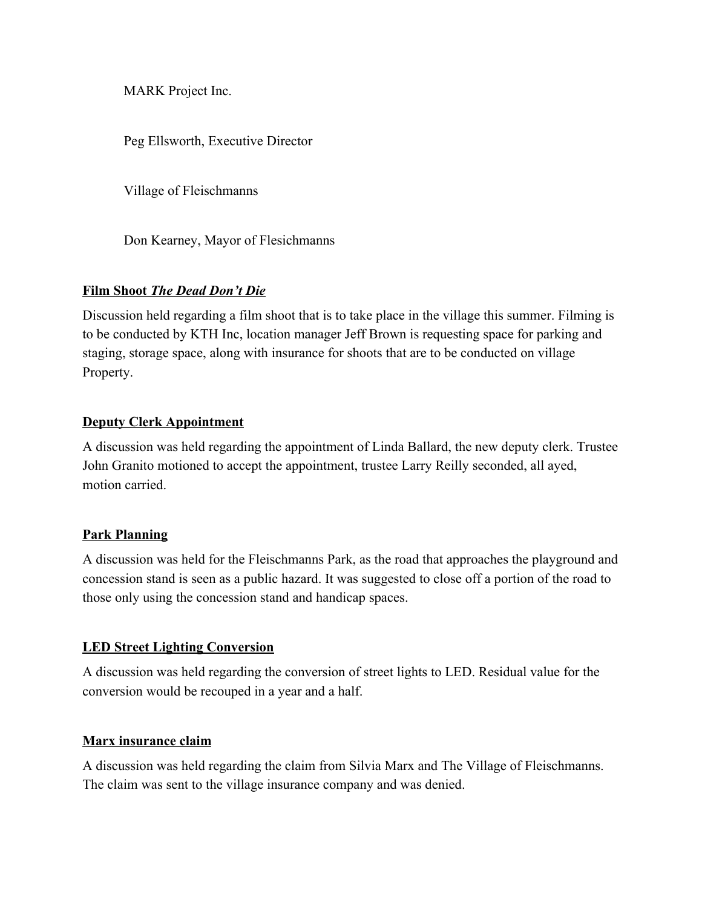MARK Project Inc.

Peg Ellsworth, Executive Director

Village of Fleischmanns

Don Kearney, Mayor of Flesichmanns

**Film Shoot *The Dead Don't Die***

Discussion held regarding a film shoot that is to take place in the village this summer. Filming is to be conducted by KTH Inc, location manager Jeff Brown is requesting space for parking and staging, storage space, along with insurance for shoots that are to be conducted on village Property.

**Deputy Clerk Appointment**

A discussion was held regarding the appointment of Linda Ballard, the new deputy clerk. Trustee John Granito motioned to accept the appointment, trustee Larry Reilly seconded, all ayed, motion carried.

**Park Planning**

A discussion was held for the Fleischmanns Park, as the road that approaches the playground and concession stand is seen as a public hazard. It was suggested to close off a portion of the road to those only using the concession stand and handicap spaces.

**LED Street Lighting Conversion**

A discussion was held regarding the conversion of street lights to LED. Residual value for the conversion would be recouped in a year and a half.

**Marx insurance claim**

A discussion was held regarding the claim from Silvia Marx and The Village of Fleischmanns. The claim was sent to the village insurance company and was denied.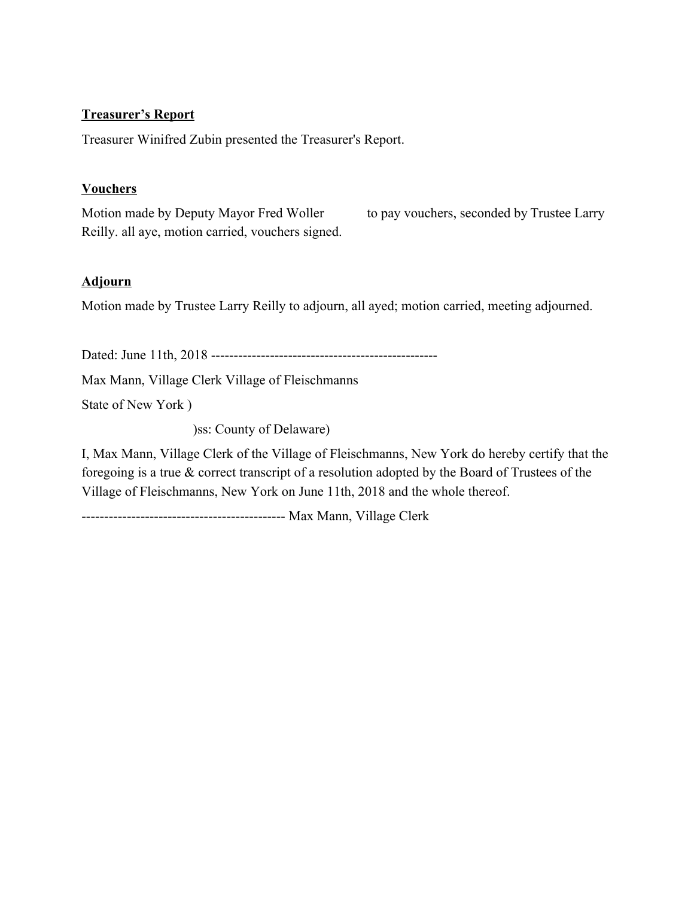**Treasurer's Report**

Treasurer Winifred Zubin presented the Treasurer's Report.

**Vouchers**

Motion made by Deputy Mayor Fred Woller to pay vouchers, seconded by Trustee Larry Reilly. all aye, motion carried, vouchers signed.

**Adjourn**

Motion made by Trustee Larry Reilly to adjourn, all ayed; motion carried, meeting adjourned.

Dated: June 11th, 2018 -------------------------------------------------

Max Mann, Village Clerk Village of Fleischmanns

State of New York )

)ss: County of Delaware)

I, Max Mann, Village Clerk of the Village of Fleischmanns, New York do hereby certify that the foregoing is a true & correct transcript of a resolution adopted by the Board of Trustees of the Village of Fleischmanns, New York on June 11th, 2018 and the whole thereof.

--------------------------------------------- Max Mann, Village Clerk